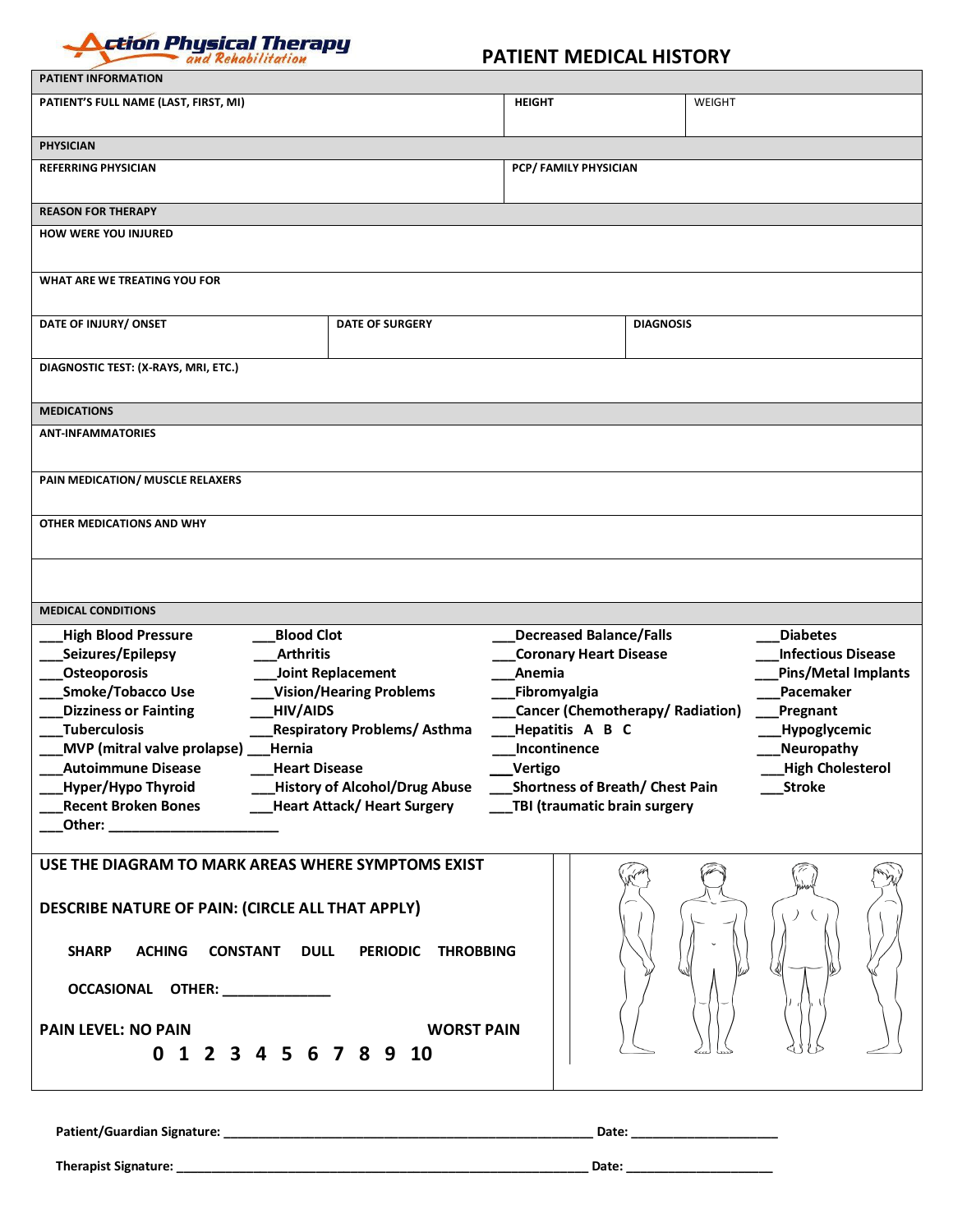**Action Physical Therapy and Rehabilitation**

# PATIENT MEDICAL HISTORY

## PATIENT INFORMATION

| PATIENT'S FULL NAME (LAST, FIRST, MI) | HEIGHT | WEIGHT |
|---|---|---|
| | | |

## PHYSICIAN

| REFERRING PHYSICIAN | PCP/ FAMILY PHYSICIAN |
|---|---|
| | |

## REASON FOR THERAPY

HOW WERE YOU INJURED

WHAT ARE WE TREATING YOU FOR

| DATE OF INJURY/ ONSET | DATE OF SURGERY | DIAGNOSIS |
|---|---|---|
| | | |

DIAGNOSTIC TEST: (X-RAYS, MRI, ETC.)

## MEDICATIONS

ANT-INFAMMATORIES

PAIN MEDICATION/ MUSCLE RELAXERS

OTHER MEDICATIONS AND WHY

## MEDICAL CONDITIONS

| | | | |
|---|---|---|---|
| ___High Blood Pressure | ___Blood Clot | ___Decreased Balance/Falls | ___Diabetes |
| ___Seizures/Epilepsy | ___Arthritis | ___Coronary Heart Disease | ___Infectious Disease |
| ___Osteoporosis | ___Joint Replacement | ___Anemia | ___Pins/Metal Implants |
| ___Smoke/Tobacco Use | ___Vision/Hearing Problems | ___Fibromyalgia | ___Pacemaker |
| ___Dizziness or Fainting | ___HIV/AIDS | ___Cancer (Chemotherapy/ Radiation) | ___Pregnant |
| ___Tuberculosis | ___Respiratory Problems/ Asthma | ___Hepatitis A B C | ___Hypoglycemic |
| ___MVP (mitral valve prolapse) | ___Hernia | ___Incontinence | ___Neuropathy |
| ___Autoimmune Disease | ___Heart Disease | ___Vertigo | ___High Cholesterol |
| ___Hyper/Hypo Thyroid | ___History of Alcohol/Drug Abuse | ___Shortness of Breath/ Chest Pain | ___Stroke |
| ___Recent Broken Bones | ___Heart Attack/ Heart Surgery | ___TBI (traumatic brain surgery | |
| ___Other: ____________________ | | | |

**USE THE DIAGRAM TO MARK AREAS WHERE SYMPTOMS EXIST**

**DESCRIBE NATURE OF PAIN: (CIRCLE ALL THAT APPLY)**

SHARP ACHING CONSTANT DULL PERIODIC THROBBING

OCCASIONAL OTHER: _____________

**PAIN LEVEL: NO PAIN** **WORST PAIN**

**0 1 2 3 4 5 6 7 8 9 10**

Patient/Guardian Signature: ____________________________________________ Date: ___________________

Therapist Signature: ____________________________________________ Date: ___________________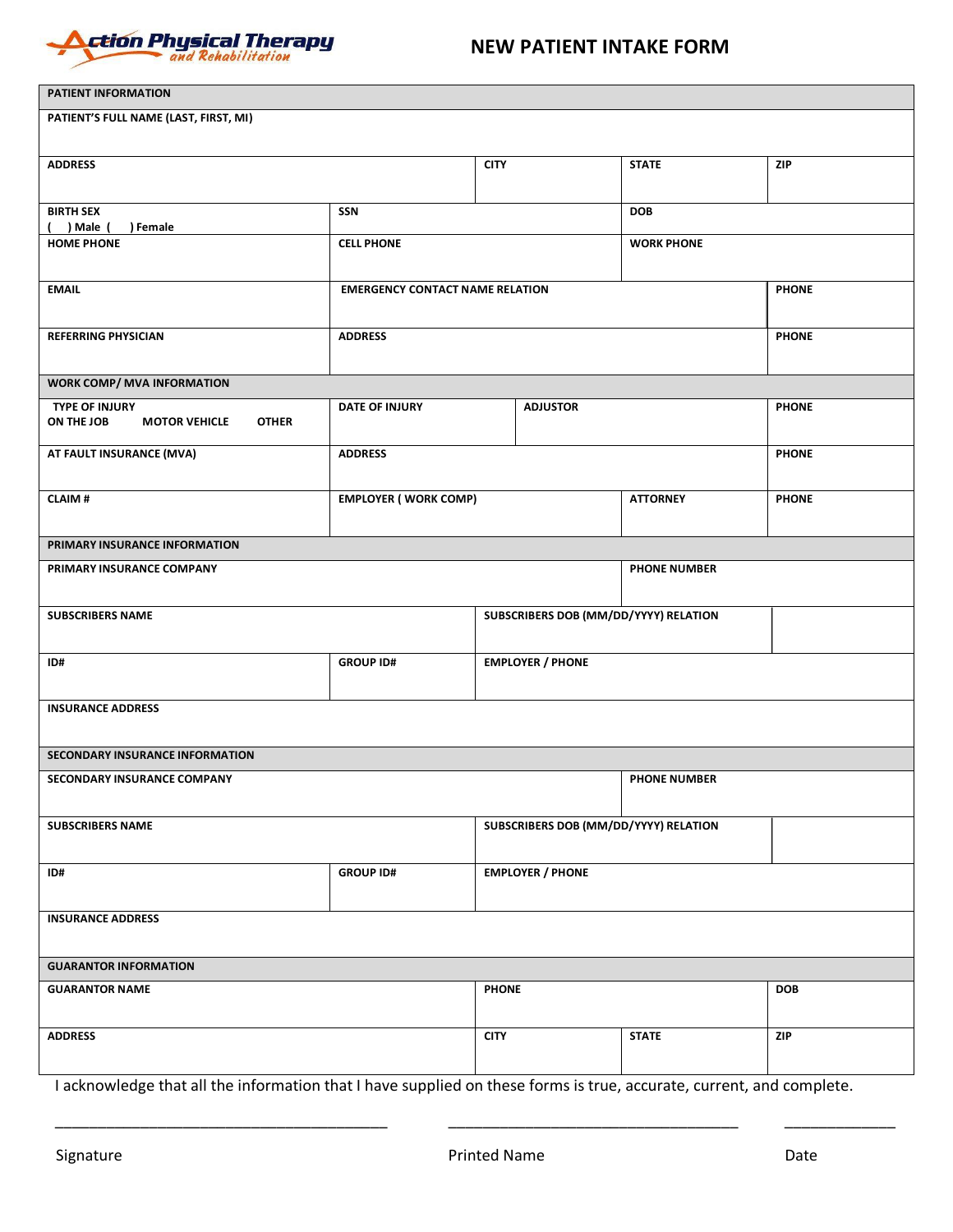Action Physical Therapy and Rehabilitation

# NEW PATIENT INTAKE FORM

| PATIENT INFORMATION | | | |
|---|---|---|---|
| PATIENT'S FULL NAME (LAST, FIRST, MI) | | | |
| ADDRESS | CITY | STATE | ZIP |
| BIRTH SEX ( ) Male ( ) Female | SSN | DOB | |
| HOME PHONE | CELL PHONE | WORK PHONE | |
| EMAIL | EMERGENCY CONTACT NAME RELATION | | PHONE |
| REFERRING PHYSICIAN | ADDRESS | | PHONE |

| WORK COMP/ MVA INFORMATION | | | |
|---|---|---|---|
| TYPE OF INJURY ON THE JOB MOTOR VEHICLE OTHER | DATE OF INJURY | ADJUSTOR | PHONE |
| AT FAULT INSURANCE (MVA) | ADDRESS | | PHONE |
| CLAIM # | EMPLOYER ( WORK COMP) | ATTORNEY | PHONE |

| PRIMARY INSURANCE INFORMATION | | |
|---|---|---|
| PRIMARY INSURANCE COMPANY | | PHONE NUMBER |
| SUBSCRIBERS NAME | SUBSCRIBERS DOB (MM/DD/YYYY) RELATION | |
| ID# | GROUP ID# | EMPLOYER / PHONE |
| INSURANCE ADDRESS | | |

| SECONDARY INSURANCE INFORMATION | | |
|---|---|---|
| SECONDARY INSURANCE COMPANY | | PHONE NUMBER |
| SUBSCRIBERS NAME | SUBSCRIBERS DOB (MM/DD/YYYY) RELATION | |
| ID# | GROUP ID# | EMPLOYER / PHONE |
| INSURANCE ADDRESS | | |

| GUARANTOR INFORMATION | | | |
|---|---|---|---|
| GUARANTOR NAME | PHONE | | DOB |
| ADDRESS | CITY | STATE | ZIP |

I acknowledge that all the information that I have supplied on these forms is true, accurate, current, and complete.

\_\_\_\_\_\_\_\_\_\_\_\_\_\_\_\_\_\_\_\_\_\_\_\_\_\_\_\_\_\_ \_\_\_\_\_\_\_\_\_\_\_\_\_\_\_\_\_\_\_\_\_\_\_\_\_\_\_\_\_\_ \_\_\_\_\_\_\_\_\_\_\_\_

Signature Printed Name Date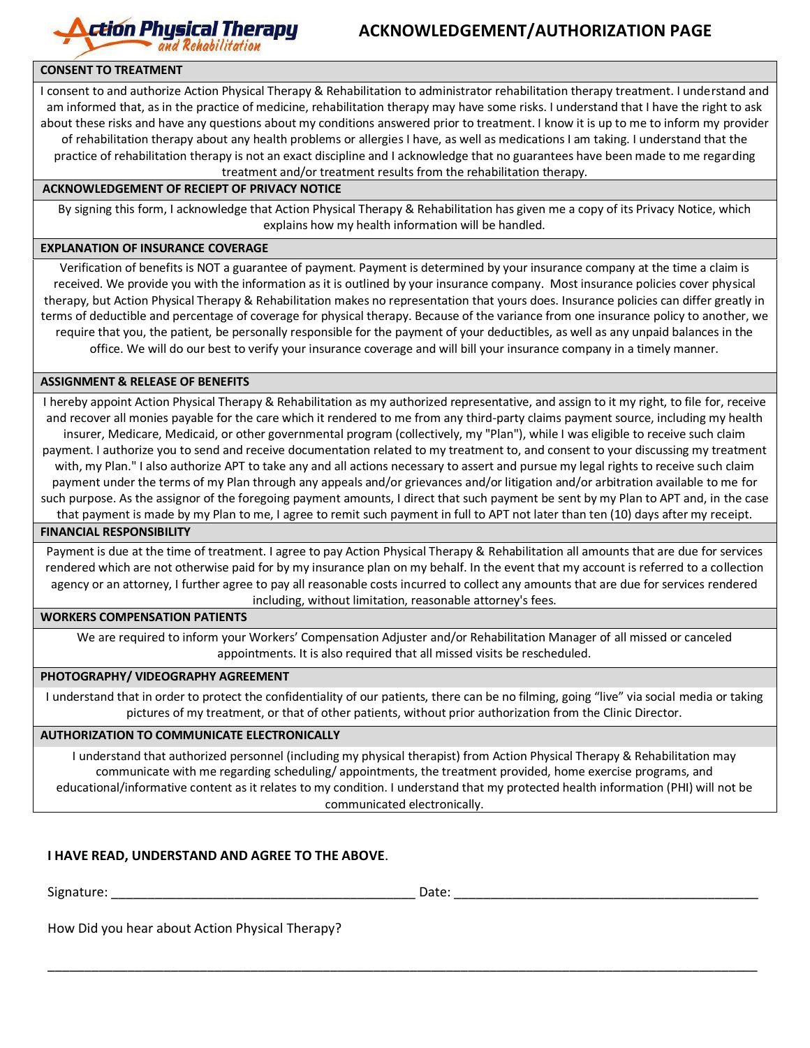**Action Physical Therapy** *and Rehabilitation*

# ACKNOWLEDGEMENT/AUTHORIZATION PAGE

## CONSENT TO TREATMENT

I consent to and authorize Action Physical Therapy & Rehabilitation to administrator rehabilitation therapy treatment. I understand and am informed that, as in the practice of medicine, rehabilitation therapy may have some risks. I understand that I have the right to ask about these risks and have any questions about my conditions answered prior to treatment. I know it is up to me to inform my provider of rehabilitation therapy about any health problems or allergies I have, as well as medications I am taking. I understand that the practice of rehabilitation therapy is not an exact discipline and I acknowledge that no guarantees have been made to me regarding treatment and/or treatment results from the rehabilitation therapy.

## ACKNOWLEDGEMENT OF RECIEPT OF PRIVACY NOTICE

By signing this form, I acknowledge that Action Physical Therapy & Rehabilitation has given me a copy of its Privacy Notice, which explains how my health information will be handled.

## EXPLANATION OF INSURANCE COVERAGE

Verification of benefits is NOT a guarantee of payment. Payment is determined by your insurance company at the time a claim is received. We provide you with the information as it is outlined by your insurance company. Most insurance policies cover physical therapy, but Action Physical Therapy & Rehabilitation makes no representation that yours does. Insurance policies can differ greatly in terms of deductible and percentage of coverage for physical therapy. Because of the variance from one insurance policy to another, we require that you, the patient, be personally responsible for the payment of your deductibles, as well as any unpaid balances in the office. We will do our best to verify your insurance coverage and will bill your insurance company in a timely manner.

## ASSIGNMENT & RELEASE OF BENEFITS

I hereby appoint Action Physical Therapy & Rehabilitation as my authorized representative, and assign to it my right, to file for, receive and recover all monies payable for the care which it rendered to me from any third-party claims payment source, including my health insurer, Medicare, Medicaid, or other governmental program (collectively, my "Plan"), while I was eligible to receive such claim payment. I authorize you to send and receive documentation related to my treatment to, and consent to your discussing my treatment with, my Plan." I also authorize APT to take any and all actions necessary to assert and pursue my legal rights to receive such claim payment under the terms of my Plan through any appeals and/or grievances and/or litigation and/or arbitration available to me for such purpose. As the assignor of the foregoing payment amounts, I direct that such payment be sent by my Plan to APT and, in the case that payment is made by my Plan to me, I agree to remit such payment in full to APT not later than ten (10) days after my receipt.

## FINANCIAL RESPONSIBILITY

Payment is due at the time of treatment. I agree to pay Action Physical Therapy & Rehabilitation all amounts that are due for services rendered which are not otherwise paid for by my insurance plan on my behalf. In the event that my account is referred to a collection agency or an attorney, I further agree to pay all reasonable costs incurred to collect any amounts that are due for services rendered including, without limitation, reasonable attorney's fees.

## WORKERS COMPENSATION PATIENTS

We are required to inform your Workers' Compensation Adjuster and/or Rehabilitation Manager of all missed or canceled appointments. It is also required that all missed visits be rescheduled.

## PHOTOGRAPHY/ VIDEOGRAPHY AGREEMENT

I understand that in order to protect the confidentiality of our patients, there can be no filming, going "live" via social media or taking pictures of my treatment, or that of other patients, without prior authorization from the Clinic Director.

## AUTHORIZATION TO COMMUNICATE ELECTRONICALLY

I understand that authorized personnel (including my physical therapist) from Action Physical Therapy & Rehabilitation may communicate with me regarding scheduling/ appointments, the treatment provided, home exercise programs, and educational/informative content as it relates to my condition. I understand that my protected health information (PHI) will not be communicated electronically.

**I HAVE READ, UNDERSTAND AND AGREE TO THE ABOVE**.

Signature: ___________________________________________ Date: ___________________________________________

How Did you hear about Action Physical Therapy?

______________________________________________________________________________________________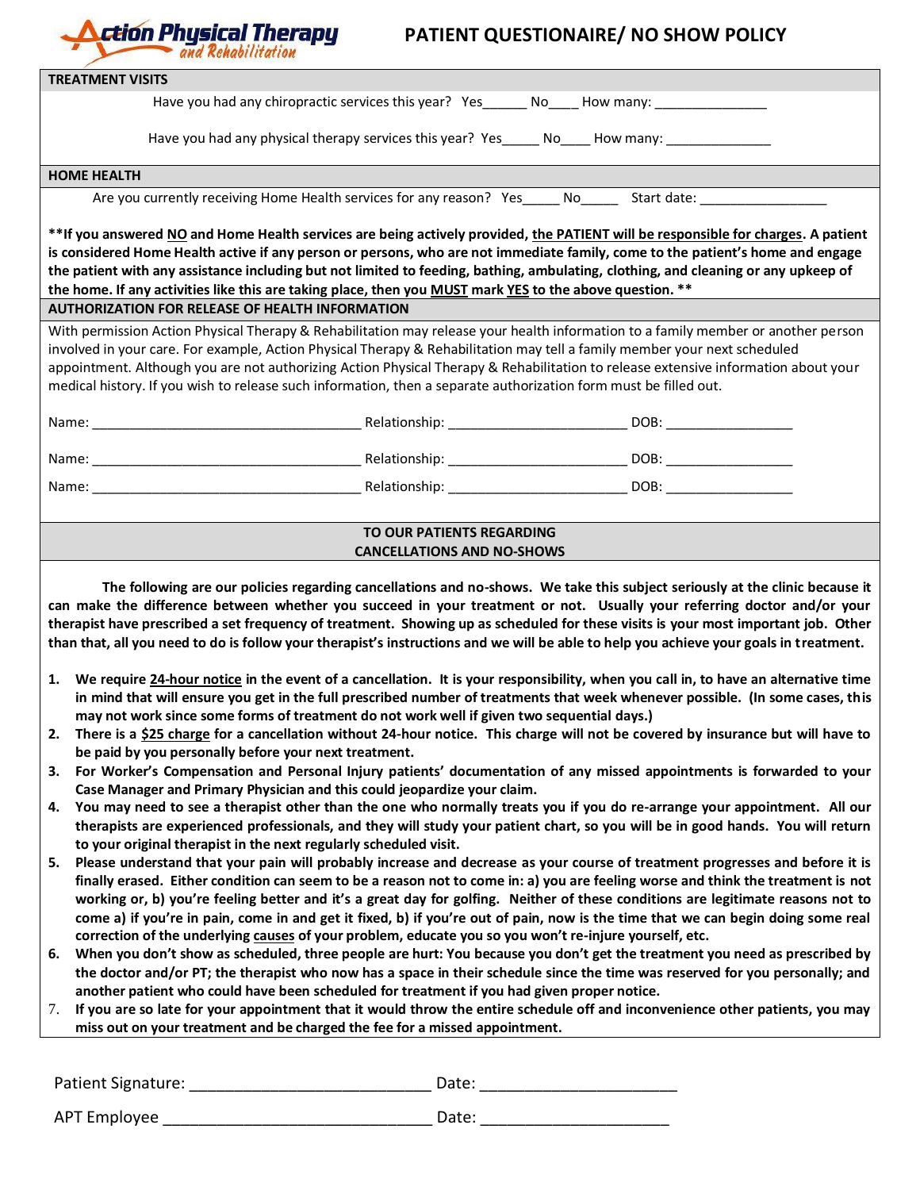**Action Physical Therapy** *and Rehabilitation*

# PATIENT QUESTIONAIRE/ NO SHOW POLICY

## TREATMENT VISITS

Have you had any chiropractic services this year? Yes______ No____ How many: _______________

Have you had any physical therapy services this year? Yes_____ No____ How many: ______________

## HOME HEALTH

Are you currently receiving Home Health services for any reason? Yes_____ No_____ Start date: _________________

**\*\*If you answered NO and Home Health services are being actively provided, the PATIENT will be responsible for charges. A patient is considered Home Health active if any person or persons, who are not immediate family, come to the patient's home and engage the patient with any assistance including but not limited to feeding, bathing, ambulating, clothing, and cleaning or any upkeep of the home. If any activities like this are taking place, then you MUST mark YES to the above question. \*\***

## AUTHORIZATION FOR RELEASE OF HEALTH INFORMATION

With permission Action Physical Therapy & Rehabilitation may release your health information to a family member or another person involved in your care. For example, Action Physical Therapy & Rehabilitation may tell a family member your next scheduled appointment. Although you are not authorizing Action Physical Therapy & Rehabilitation to release extensive information about your medical history. If you wish to release such information, then a separate authorization form must be filled out.

Name: ___________________________________ Relationship: _______________________ DOB: ________________

Name: ___________________________________ Relationship: _______________________ DOB: ________________

Name: ___________________________________ Relationship: _______________________ DOB: ________________

## TO OUR PATIENTS REGARDING CANCELLATIONS AND NO-SHOWS

**The following are our policies regarding cancellations and no-shows. We take this subject seriously at the clinic because it can make the difference between whether you succeed in your treatment or not. Usually your referring doctor and/or your therapist have prescribed a set frequency of treatment. Showing up as scheduled for these visits is your most important job. Other than that, all you need to do is follow your therapist's instructions and we will be able to help you achieve your goals in treatment.**

1. **We require 24-hour notice in the event of a cancellation. It is your responsibility, when you call in, to have an alternative time in mind that will ensure you get in the full prescribed number of treatments that week whenever possible. (In some cases, this may not work since some forms of treatment do not work well if given two sequential days.)**
2. **There is a $25 charge for a cancellation without 24-hour notice. This charge will not be covered by insurance but will have to be paid by you personally before your next treatment.**
3. **For Worker's Compensation and Personal Injury patients' documentation of any missed appointments is forwarded to your Case Manager and Primary Physician and this could jeopardize your claim.**
4. **You may need to see a therapist other than the one who normally treats you if you do re-arrange your appointment. All our therapists are experienced professionals, and they will study your patient chart, so you will be in good hands. You will return to your original therapist in the next regularly scheduled visit.**
5. **Please understand that your pain will probably increase and decrease as your course of treatment progresses and before it is finally erased. Either condition can seem to be a reason not to come in: a) you are feeling worse and think the treatment is not working or, b) you're feeling better and it's a great day for golfing. Neither of these conditions are legitimate reasons not to come a) if you're in pain, come in and get it fixed, b) if you're out of pain, now is the time that we can begin doing some real correction of the underlying causes of your problem, educate you so you won't re-injure yourself, etc.**
6. **When you don't show as scheduled, three people are hurt: You because you don't get the treatment you need as prescribed by the doctor and/or PT; the therapist who now has a space in their schedule since the time was reserved for you personally; and another patient who could have been scheduled for treatment if you had given proper notice.**
7. **If you are so late for your appointment that it would throw the entire schedule off and inconvenience other patients, you may miss out on your treatment and be charged the fee for a missed appointment.**

Patient Signature: ___________________________ Date: ______________________

APT Employee ______________________________ Date: _____________________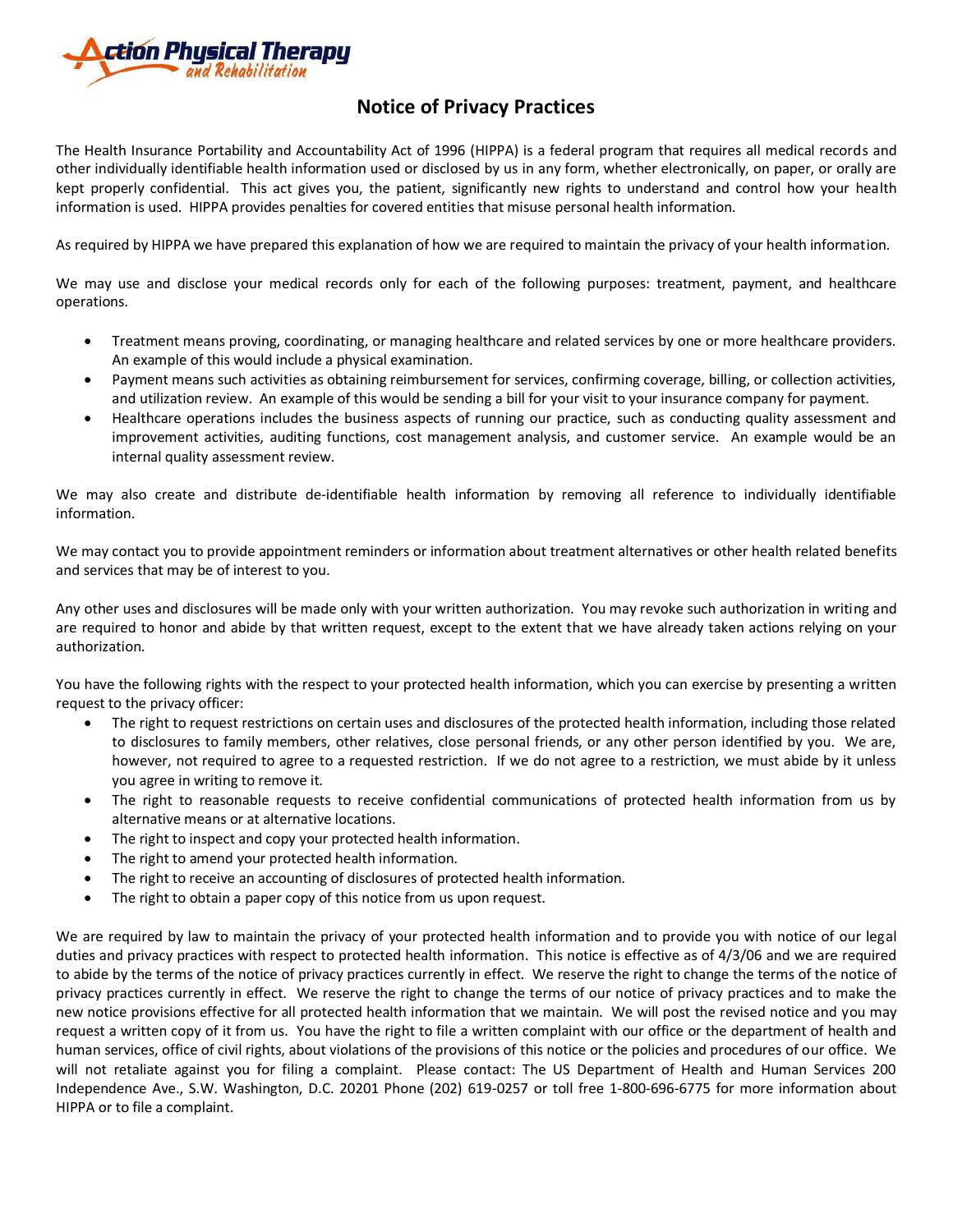Action Physical Therapy and Rehabilitation

# Notice of Privacy Practices

The Health Insurance Portability and Accountability Act of 1996 (HIPPA) is a federal program that requires all medical records and other individually identifiable health information used or disclosed by us in any form, whether electronically, on paper, or orally are kept properly confidential. This act gives you, the patient, significantly new rights to understand and control how your health information is used. HIPPA provides penalties for covered entities that misuse personal health information.

As required by HIPPA we have prepared this explanation of how we are required to maintain the privacy of your health information.

We may use and disclose your medical records only for each of the following purposes: treatment, payment, and healthcare operations.

- Treatment means proving, coordinating, or managing healthcare and related services by one or more healthcare providers. An example of this would include a physical examination.
- Payment means such activities as obtaining reimbursement for services, confirming coverage, billing, or collection activities, and utilization review. An example of this would be sending a bill for your visit to your insurance company for payment.
- Healthcare operations includes the business aspects of running our practice, such as conducting quality assessment and improvement activities, auditing functions, cost management analysis, and customer service. An example would be an internal quality assessment review.

We may also create and distribute de-identifiable health information by removing all reference to individually identifiable information.

We may contact you to provide appointment reminders or information about treatment alternatives or other health related benefits and services that may be of interest to you.

Any other uses and disclosures will be made only with your written authorization. You may revoke such authorization in writing and are required to honor and abide by that written request, except to the extent that we have already taken actions relying on your authorization.

You have the following rights with the respect to your protected health information, which you can exercise by presenting a written request to the privacy officer:

- The right to request restrictions on certain uses and disclosures of the protected health information, including those related to disclosures to family members, other relatives, close personal friends, or any other person identified by you. We are, however, not required to agree to a requested restriction. If we do not agree to a restriction, we must abide by it unless you agree in writing to remove it.
- The right to reasonable requests to receive confidential communications of protected health information from us by alternative means or at alternative locations.
- The right to inspect and copy your protected health information.
- The right to amend your protected health information.
- The right to receive an accounting of disclosures of protected health information.
- The right to obtain a paper copy of this notice from us upon request.

We are required by law to maintain the privacy of your protected health information and to provide you with notice of our legal duties and privacy practices with respect to protected health information. This notice is effective as of 4/3/06 and we are required to abide by the terms of the notice of privacy practices currently in effect. We reserve the right to change the terms of the notice of privacy practices currently in effect. We reserve the right to change the terms of our notice of privacy practices and to make the new notice provisions effective for all protected health information that we maintain. We will post the revised notice and you may request a written copy of it from us. You have the right to file a written complaint with our office or the department of health and human services, office of civil rights, about violations of the provisions of this notice or the policies and procedures of our office. We will not retaliate against you for filing a complaint. Please contact: The US Department of Health and Human Services 200 Independence Ave., S.W. Washington, D.C. 20201 Phone (202) 619-0257 or toll free 1-800-696-6775 for more information about HIPPA or to file a complaint.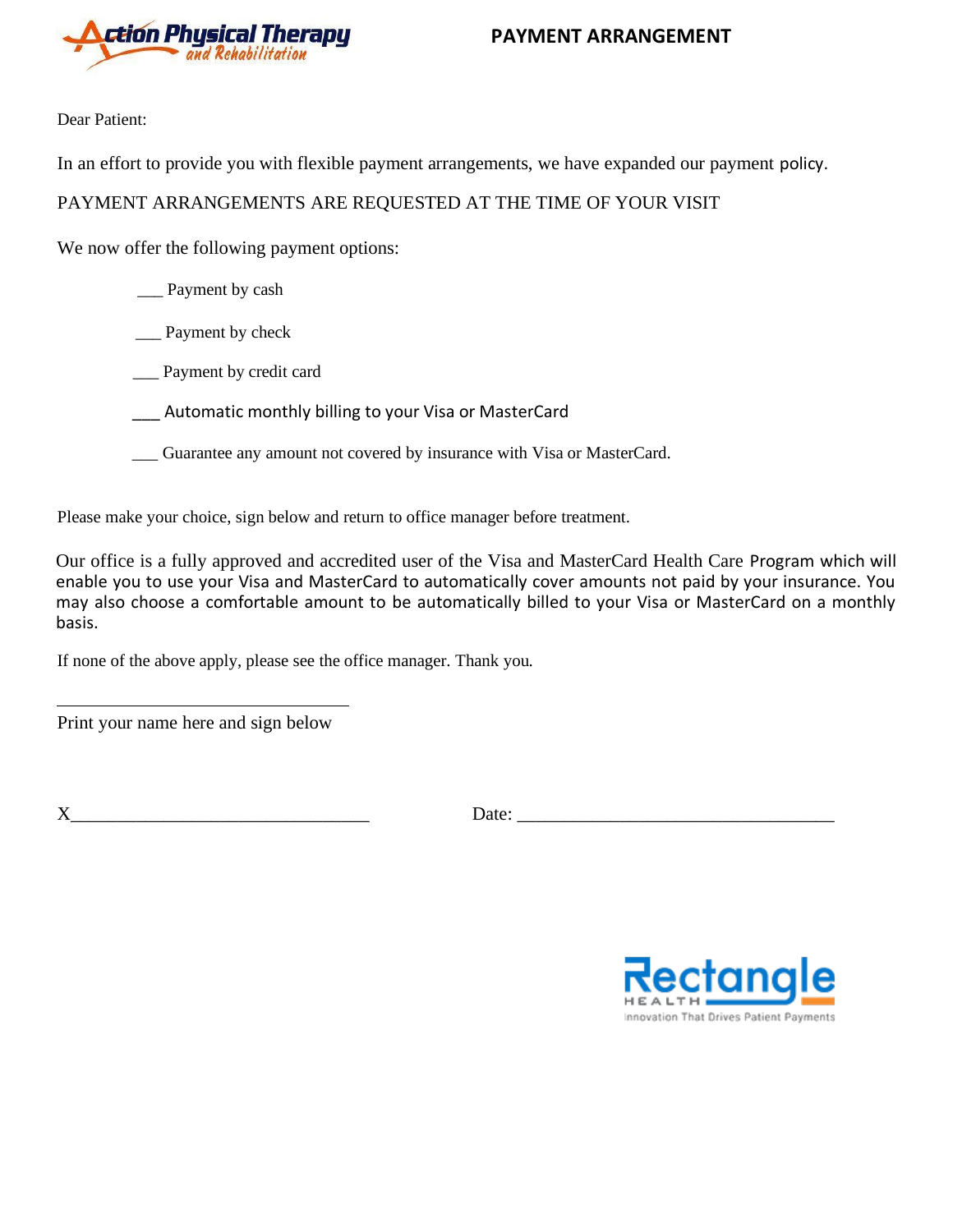Action Physical Therapy and Rehabilitation

# PAYMENT ARRANGEMENT

Dear Patient:

In an effort to provide you with flexible payment arrangements, we have expanded our payment policy.

PAYMENT ARRANGEMENTS ARE REQUESTED AT THE TIME OF YOUR VISIT

We now offer the following payment options:

___ Payment by cash

___ Payment by check

___ Payment by credit card

___ Automatic monthly billing to your Visa or MasterCard

___ Guarantee any amount not covered by insurance with Visa or MasterCard.

Please make your choice, sign below and return to office manager before treatment.

Our office is a fully approved and accredited user of the Visa and MasterCard Health Care Program which will enable you to use your Visa and MasterCard to automatically cover amounts not paid by your insurance. You may also choose a comfortable amount to be automatically billed to your Visa or MasterCard on a monthly basis.

If none of the above apply, please see the office manager. Thank you.

________________________________

Print your name here and sign below

X______________________________ Date: ________________________________

Rectangle HEALTH
Innovation That Drives Patient Payments